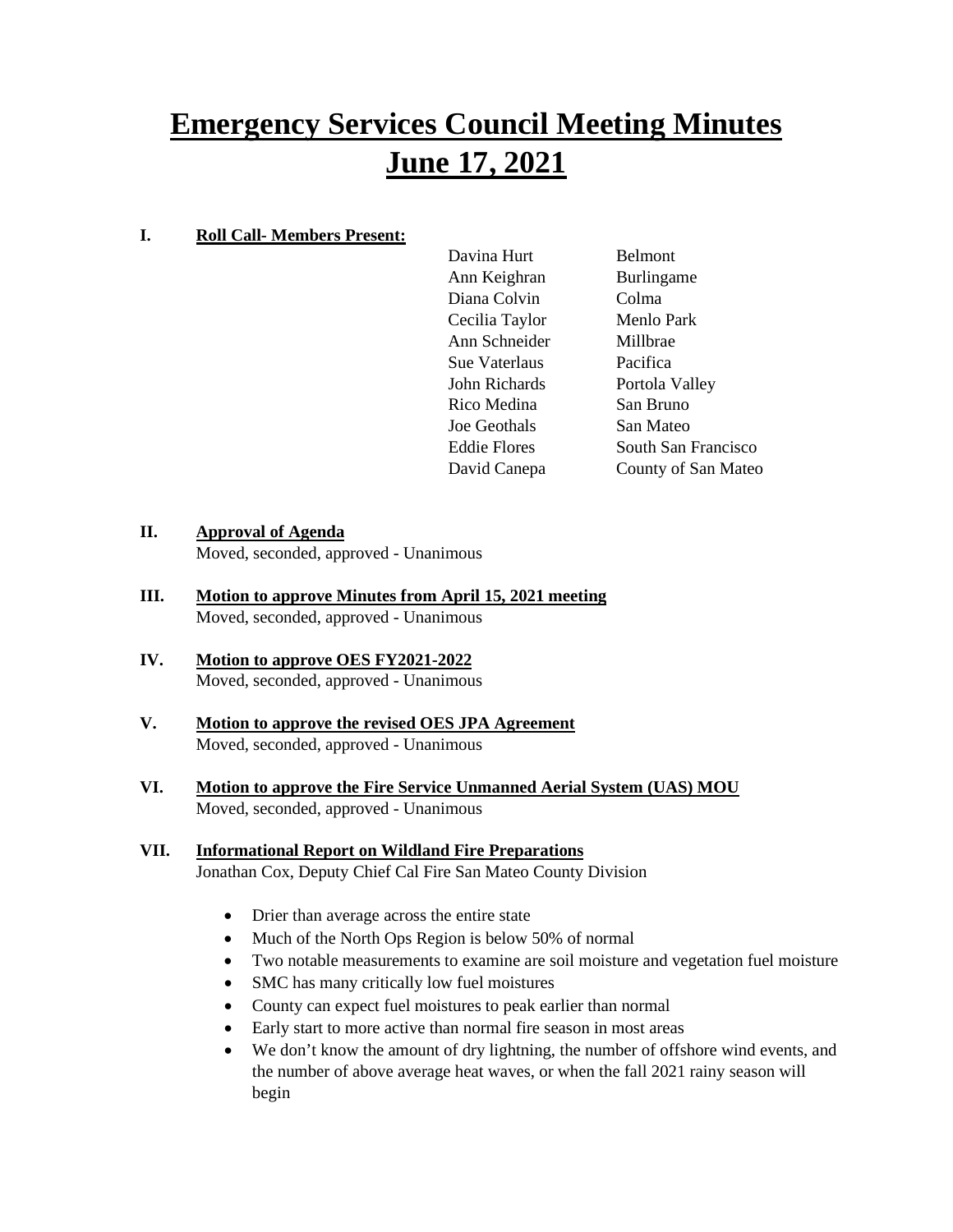# Emergency Services Council Meeting Minutes
# June 17, 2021

## I. Roll Call- Members Present:

| | |
|---|---|
| Davina Hurt | Belmont |
| Ann Keighran | Burlingame |
| Diana Colvin | Colma |
| Cecilia Taylor | Menlo Park |
| Ann Schneider | Millbrae |
| Sue Vaterlaus | Pacifica |
| John Richards | Portola Valley |
| Rico Medina | San Bruno |
| Joe Geothals | San Mateo |
| Eddie Flores | South San Francisco |
| David Canepa | County of San Mateo |

## II. Approval of Agenda

Moved, seconded, approved - Unanimous

## III. Motion to approve Minutes from April 15, 2021 meeting

Moved, seconded, approved - Unanimous

## IV. Motion to approve OES FY2021-2022

Moved, seconded, approved - Unanimous

## V. Motion to approve the revised OES JPA Agreement

Moved, seconded, approved - Unanimous

## VI. Motion to approve the Fire Service Unmanned Aerial System (UAS) MOU

Moved, seconded, approved - Unanimous

## VII. Informational Report on Wildland Fire Preparations

Jonathan Cox, Deputy Chief Cal Fire San Mateo County Division

- Drier than average across the entire state
- Much of the North Ops Region is below 50% of normal
- Two notable measurements to examine are soil moisture and vegetation fuel moisture
- SMC has many critically low fuel moistures
- County can expect fuel moistures to peak earlier than normal
- Early start to more active than normal fire season in most areas
- We don't know the amount of dry lightning, the number of offshore wind events, and the number of above average heat waves, or when the fall 2021 rainy season will begin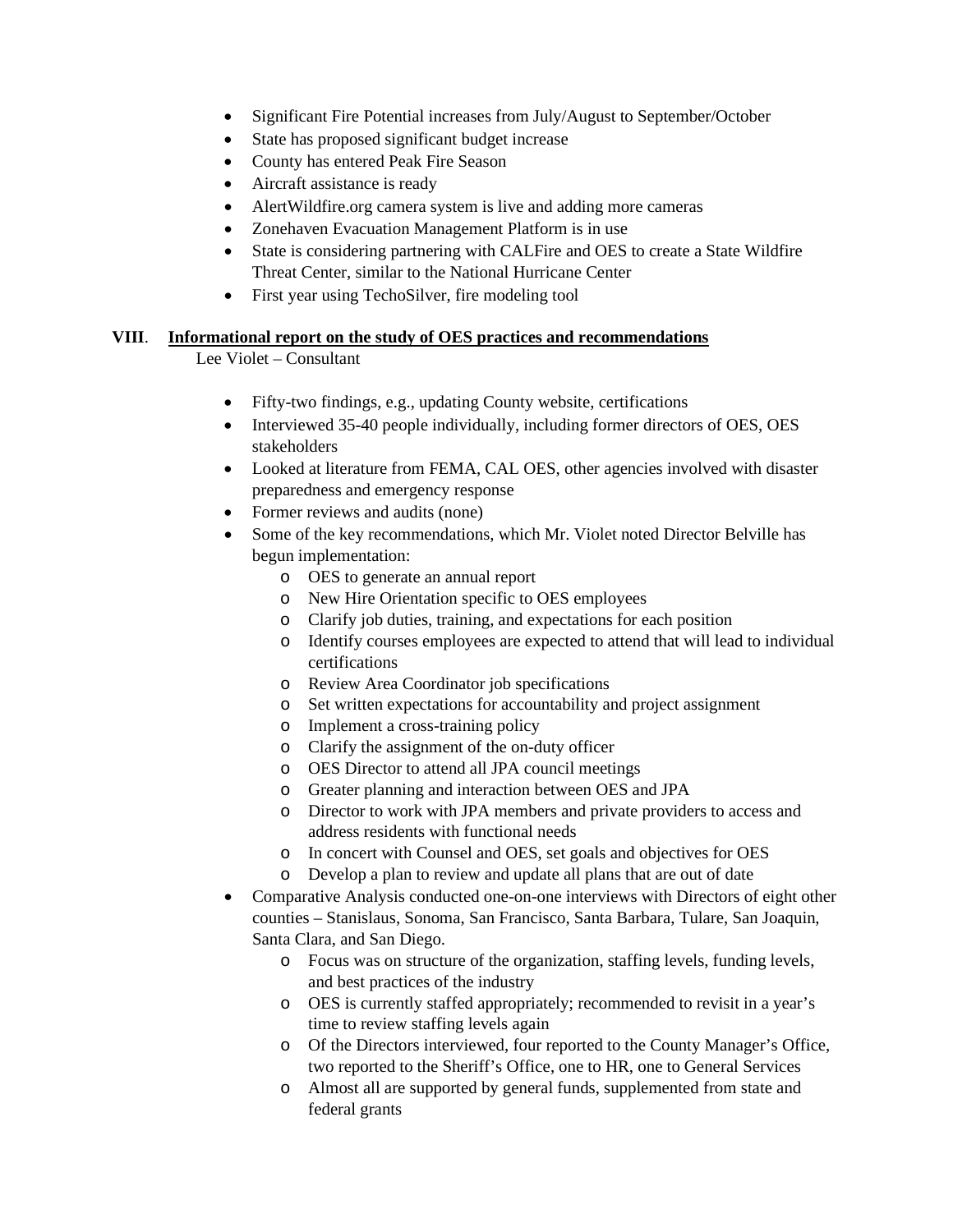- Significant Fire Potential increases from July/August to September/October
- State has proposed significant budget increase
- County has entered Peak Fire Season
- Aircraft assistance is ready
- AlertWildfire.org camera system is live and adding more cameras
- Zonehaven Evacuation Management Platform is in use
- State is considering partnering with CALFire and OES to create a State Wildfire Threat Center, similar to the National Hurricane Center
- First year using TechoSilver, fire modeling tool

**VIII. <u>Informational report on the study of OES practices and recommendations</u>**

Lee Violet – Consultant

- Fifty-two findings, e.g., updating County website, certifications
- Interviewed 35-40 people individually, including former directors of OES, OES stakeholders
- Looked at literature from FEMA, CAL OES, other agencies involved with disaster preparedness and emergency response
- Former reviews and audits (none)
- Some of the key recommendations, which Mr. Violet noted Director Belville has begun implementation:
    - OES to generate an annual report
    - New Hire Orientation specific to OES employees
    - Clarify job duties, training, and expectations for each position
    - Identify courses employees are expected to attend that will lead to individual certifications
    - Review Area Coordinator job specifications
    - Set written expectations for accountability and project assignment
    - Implement a cross-training policy
    - Clarify the assignment of the on-duty officer
    - OES Director to attend all JPA council meetings
    - Greater planning and interaction between OES and JPA
    - Director to work with JPA members and private providers to access and address residents with functional needs
    - In concert with Counsel and OES, set goals and objectives for OES
    - Develop a plan to review and update all plans that are out of date
- Comparative Analysis conducted one-on-one interviews with Directors of eight other counties – Stanislaus, Sonoma, San Francisco, Santa Barbara, Tulare, San Joaquin, Santa Clara, and San Diego.
    - Focus was on structure of the organization, staffing levels, funding levels, and best practices of the industry
    - OES is currently staffed appropriately; recommended to revisit in a year's time to review staffing levels again
    - Of the Directors interviewed, four reported to the County Manager's Office, two reported to the Sheriff's Office, one to HR, one to General Services
    - Almost all are supported by general funds, supplemented from state and federal grants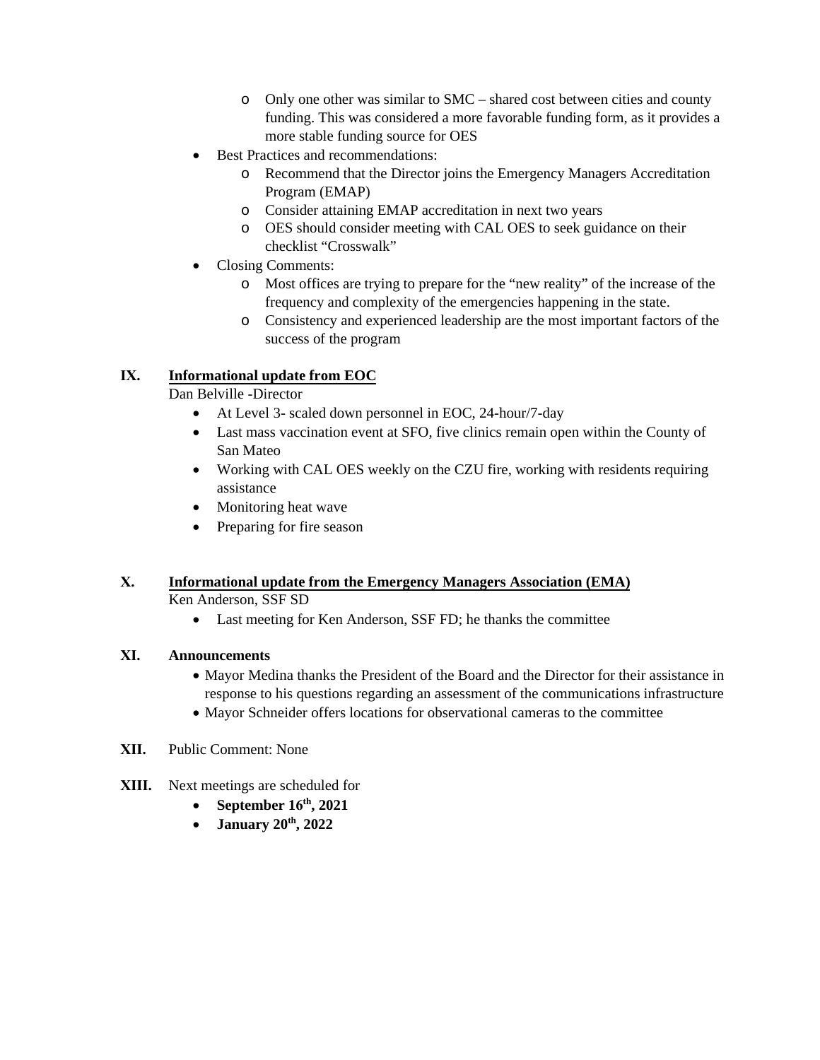- Only one other was similar to SMC – shared cost between cities and county funding. This was considered a more favorable funding form, as it provides a more stable funding source for OES
- Best Practices and recommendations:
    - Recommend that the Director joins the Emergency Managers Accreditation Program (EMAP)
    - Consider attaining EMAP accreditation in next two years
    - OES should consider meeting with CAL OES to seek guidance on their checklist "Crosswalk"
- Closing Comments:
    - Most offices are trying to prepare for the "new reality" of the increase of the frequency and complexity of the emergencies happening in the state.
    - Consistency and experienced leadership are the most important factors of the success of the program

**IX. Informational update from EOC**

Dan Belville -Director

- At Level 3- scaled down personnel in EOC, 24-hour/7-day
- Last mass vaccination event at SFO, five clinics remain open within the County of San Mateo
- Working with CAL OES weekly on the CZU fire, working with residents requiring assistance
- Monitoring heat wave
- Preparing for fire season

**X. Informational update from the Emergency Managers Association (EMA)**

Ken Anderson, SSF SD

- Last meeting for Ken Anderson, SSF FD; he thanks the committee

**XI. Announcements**

- Mayor Medina thanks the President of the Board and the Director for their assistance in response to his questions regarding an assessment of the communications infrastructure
- Mayor Schneider offers locations for observational cameras to the committee

**XII.** Public Comment: None

**XIII.** Next meetings are scheduled for

- **September 16th, 2021**
- **January 20th, 2022**